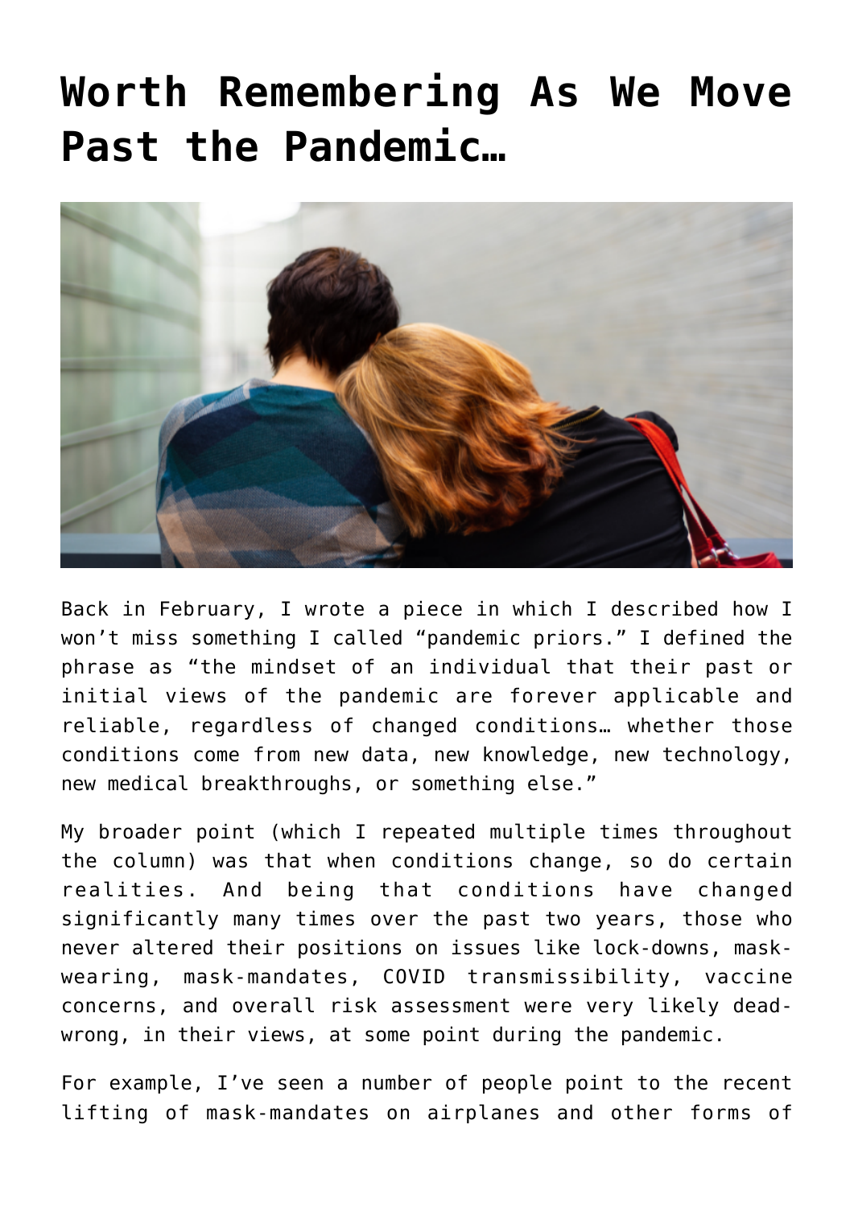# Worth Remembering As We Move Past the Pandemic…

Back in February, I wrote a piece in which I described how I won't miss something I called "pandemic priors." I defined the phrase as "the mindset of an individual that their past or initial views of the pandemic are forever applicable and reliable, regardless of changed conditions… whether those conditions come from new data, new knowledge, new technology, new medical breakthroughs, or something else."

My broader point (which I repeated multiple times throughout the column) was that when conditions change, so do certain realities. And being that conditions have changed significantly many times over the past two years, those who never altered their positions on issues like lock-downs, mask-wearing, mask-mandates, COVID transmissibility, vaccine concerns, and overall risk assessment were very likely dead-wrong, in their views, at some point during the pandemic.

For example, I've seen a number of people point to the recent lifting of mask-mandates on airplanes and other forms of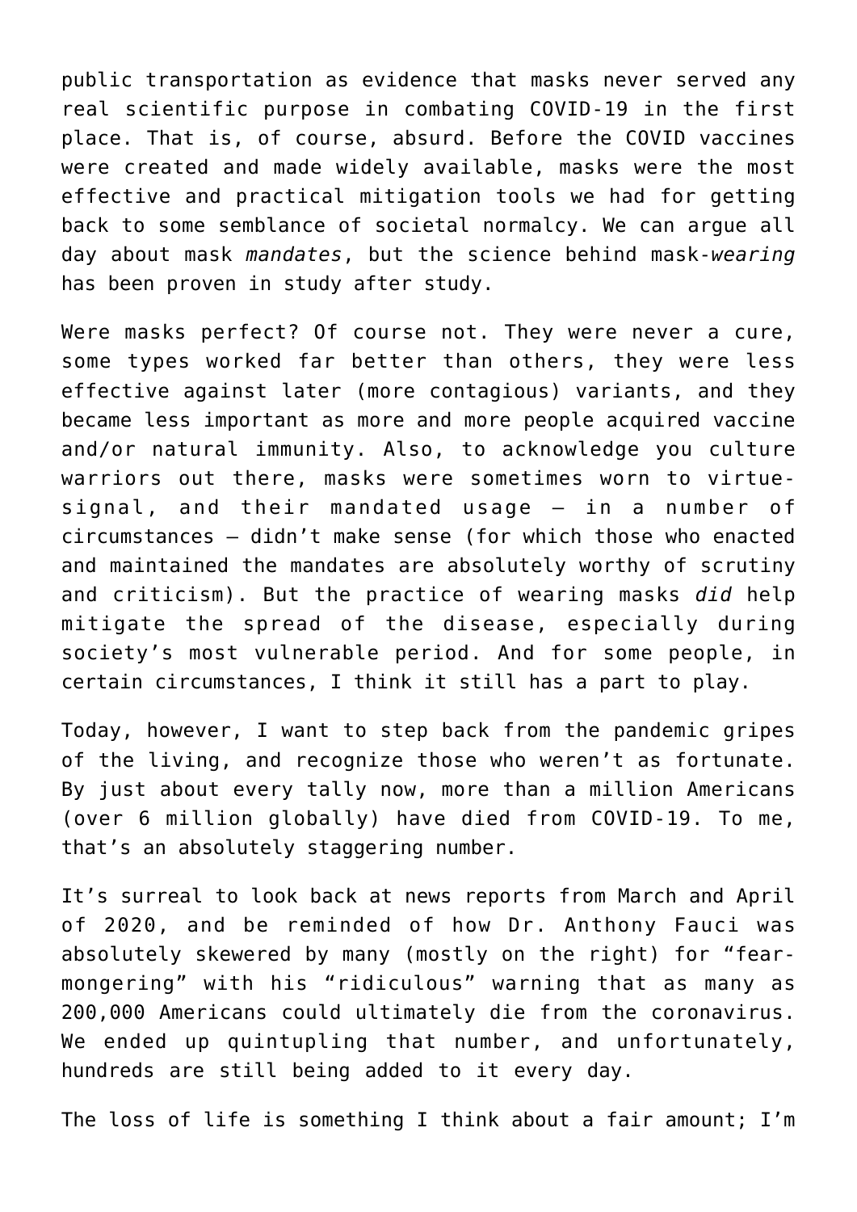public transportation as evidence that masks never served any real scientific purpose in combating COVID-19 in the first place. That is, of course, absurd. Before the COVID vaccines were created and made widely available, masks were the most effective and practical mitigation tools we had for getting back to some semblance of societal normalcy. We can argue all day about mask *mandates*, but the science behind mask-*wearing* has been proven in study after study.

Were masks perfect? Of course not. They were never a cure, some types worked far better than others, they were less effective against later (more contagious) variants, and they became less important as more and more people acquired vaccine and/or natural immunity. Also, to acknowledge you culture warriors out there, masks were sometimes worn to virtue-signal, and their mandated usage — in a number of circumstances — didn't make sense (for which those who enacted and maintained the mandates are absolutely worthy of scrutiny and criticism). But the practice of wearing masks *did* help mitigate the spread of the disease, especially during society's most vulnerable period. And for some people, in certain circumstances, I think it still has a part to play.

Today, however, I want to step back from the pandemic gripes of the living, and recognize those who weren't as fortunate. By just about every tally now, more than a million Americans (over 6 million globally) have died from COVID-19. To me, that's an absolutely staggering number.

It's surreal to look back at news reports from March and April of 2020, and be reminded of how Dr. Anthony Fauci was absolutely skewered by many (mostly on the right) for "fear-mongering" with his "ridiculous" warning that as many as 200,000 Americans could ultimately die from the coronavirus. We ended up quintupling that number, and unfortunately, hundreds are still being added to it every day.

The loss of life is something I think about a fair amount; I'm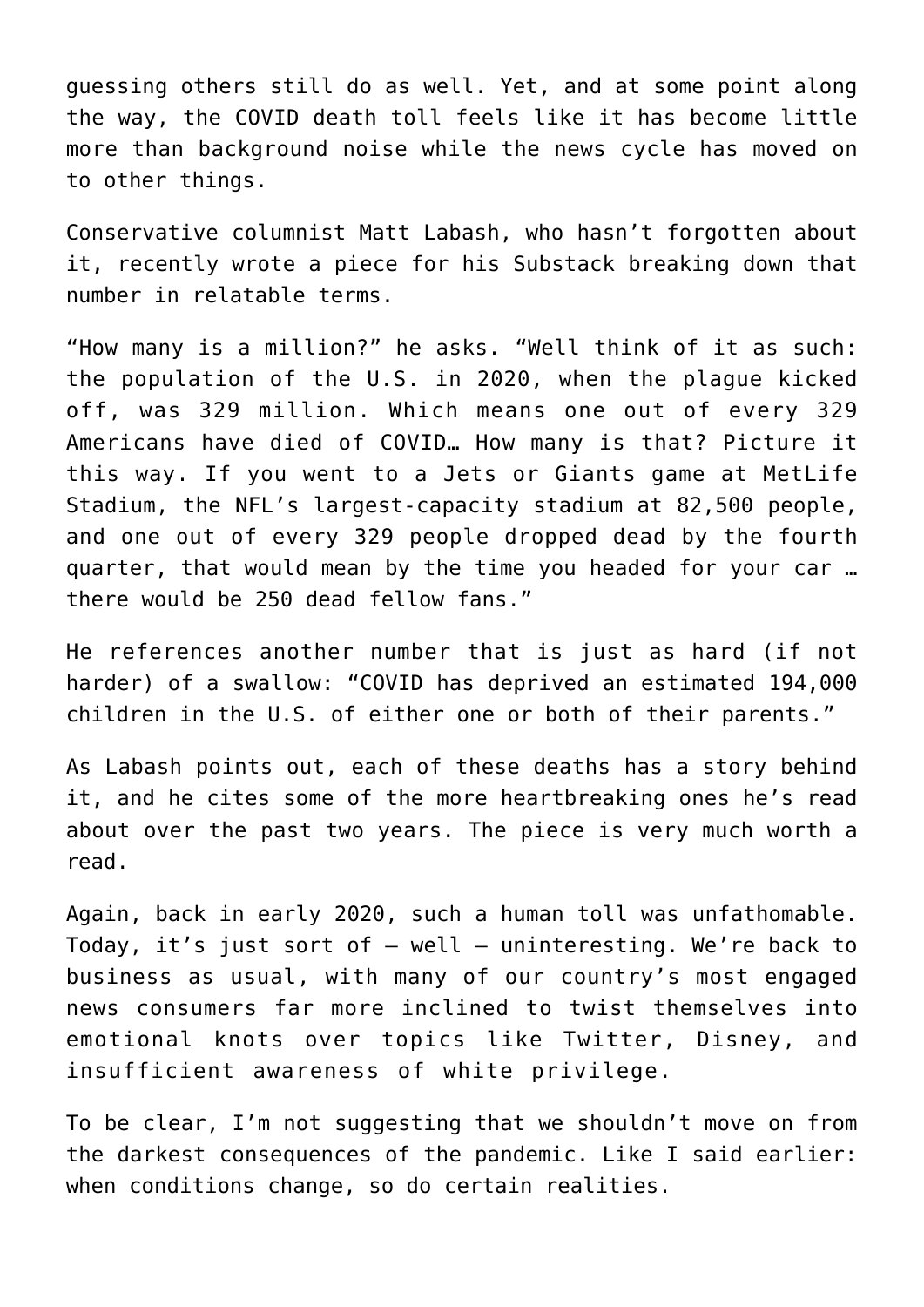guessing others still do as well. Yet, and at some point along the way, the COVID death toll feels like it has become little more than background noise while the news cycle has moved on to other things.

Conservative columnist Matt Labash, who hasn't forgotten about it, recently wrote a piece for his Substack breaking down that number in relatable terms.

"How many is a million?" he asks. "Well think of it as such: the population of the U.S. in 2020, when the plague kicked off, was 329 million. Which means one out of every 329 Americans have died of COVID… How many is that? Picture it this way. If you went to a Jets or Giants game at MetLife Stadium, the NFL's largest-capacity stadium at 82,500 people, and one out of every 329 people dropped dead by the fourth quarter, that would mean by the time you headed for your car … there would be 250 dead fellow fans."

He references another number that is just as hard (if not harder) of a swallow: "COVID has deprived an estimated 194,000 children in the U.S. of either one or both of their parents."

As Labash points out, each of these deaths has a story behind it, and he cites some of the more heartbreaking ones he's read about over the past two years. The piece is very much worth a read.

Again, back in early 2020, such a human toll was unfathomable. Today, it's just sort of — well — uninteresting. We're back to business as usual, with many of our country's most engaged news consumers far more inclined to twist themselves into emotional knots over topics like Twitter, Disney, and insufficient awareness of white privilege.

To be clear, I'm not suggesting that we shouldn't move on from the darkest consequences of the pandemic. Like I said earlier: when conditions change, so do certain realities.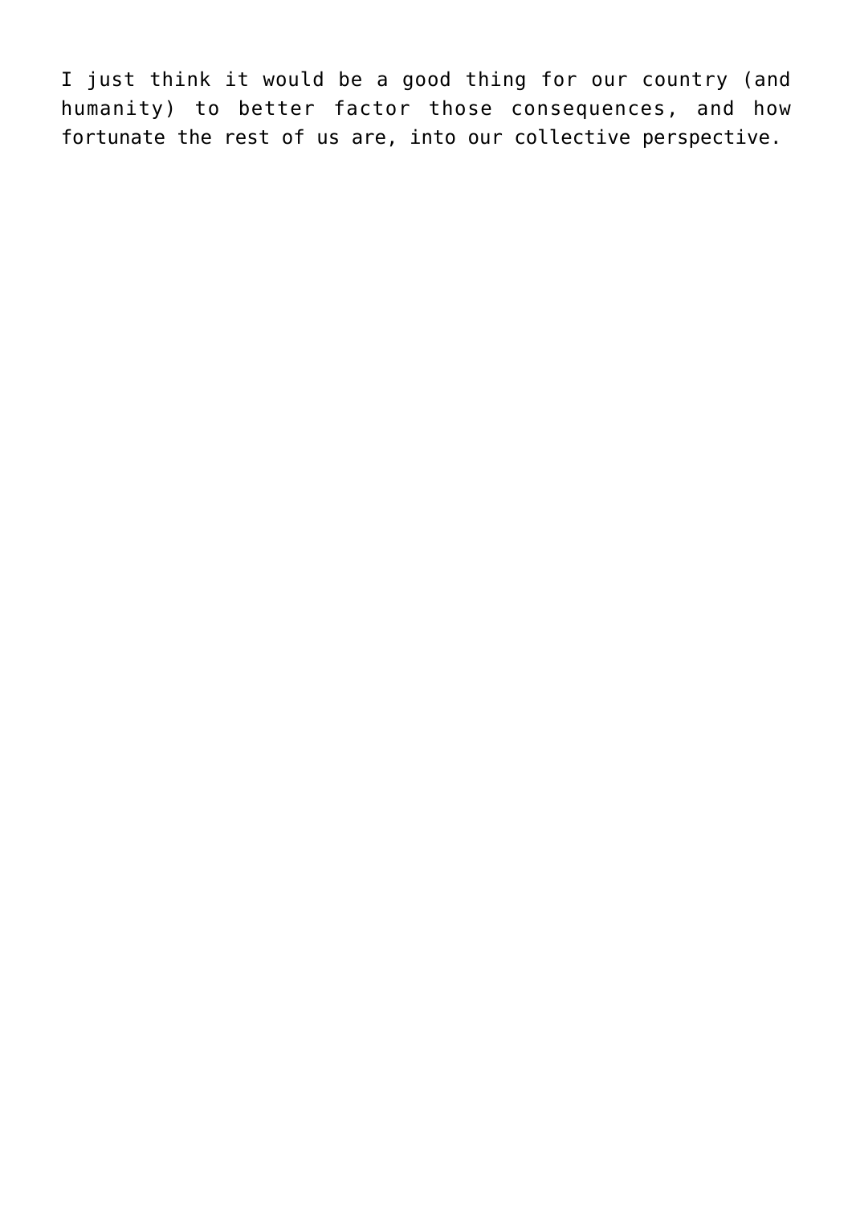I just think it would be a good thing for our country (and humanity) to better factor those consequences, and how fortunate the rest of us are, into our collective perspective.